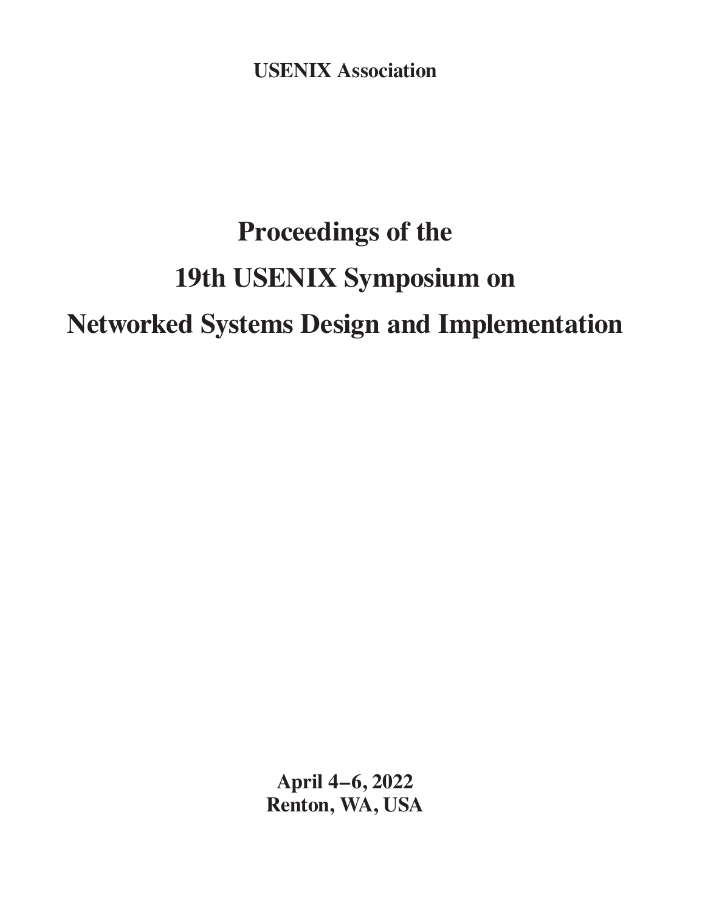**USENIX Association**

# Proceedings of the 19th USENIX Symposium on Networked Systems Design and Implementation

**April 4–6, 2022**
**Renton, WA, USA**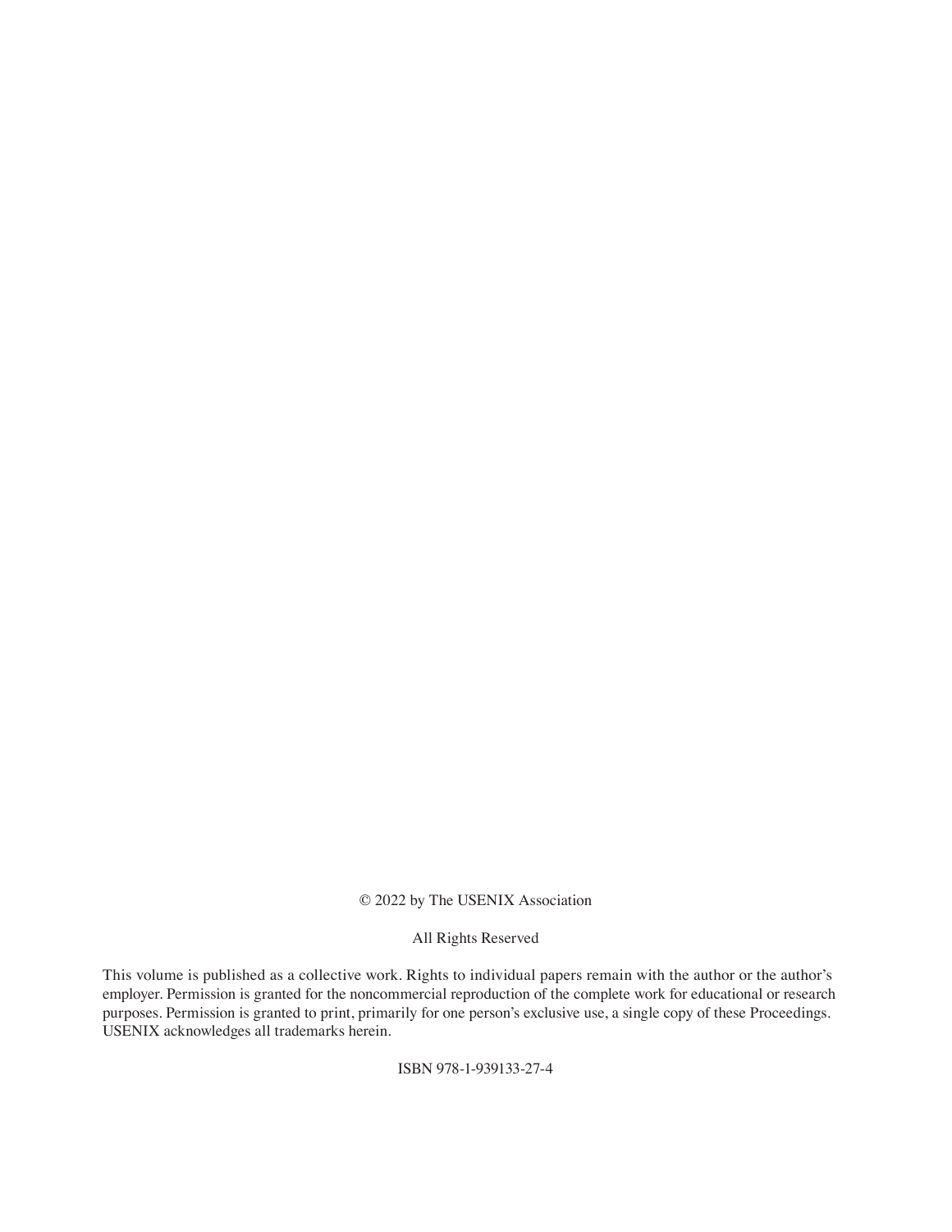© 2022 by The USENIX Association

All Rights Reserved

This volume is published as a collective work. Rights to individual papers remain with the author or the author's employer. Permission is granted for the noncommercial reproduction of the complete work for educational or research purposes. Permission is granted to print, primarily for one person's exclusive use, a single copy of these Proceedings. USENIX acknowledges all trademarks herein.

ISBN 978-1-939133-27-4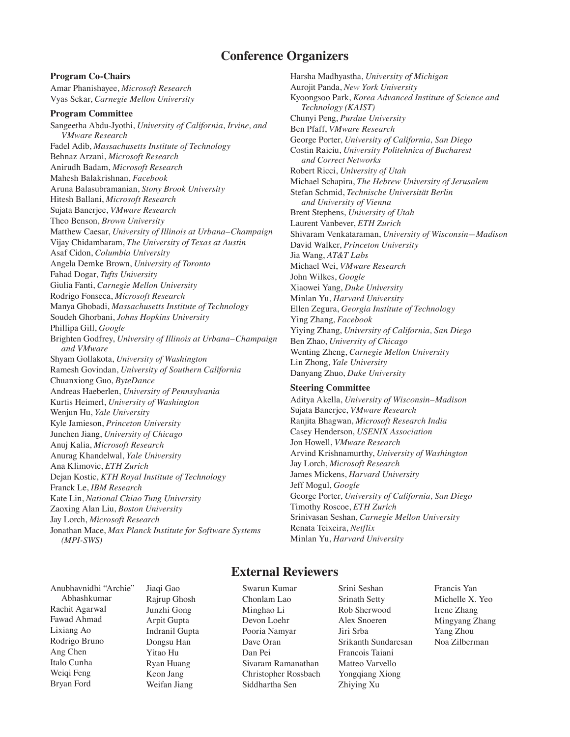# Conference Organizers

**Program Co-Chairs**

Amar Phanishayee, *Microsoft Research*
Vyas Sekar, *Carnegie Mellon University*

**Program Committee**

Sangeetha Abdu-Jyothi, *University of California, Irvine, and VMware Research*
Fadel Adib, *Massachusetts Institute of Technology*
Behnaz Arzani, *Microsoft Research*
Anirudh Badam, *Microsoft Research*
Mahesh Balakrishnan, *Facebook*
Aruna Balasubramanian, *Stony Brook University*
Hitesh Ballani, *Microsoft Research*
Sujata Banerjee, *VMware Research*
Theo Benson, *Brown University*
Matthew Caesar, *University of Illinois at Urbana–Champaign*
Vijay Chidambaram, *The University of Texas at Austin*
Asaf Cidon, *Columbia University*
Angela Demke Brown, *University of Toronto*
Fahad Dogar, *Tufts University*
Giulia Fanti, *Carnegie Mellon University*
Rodrigo Fonseca, *Microsoft Research*
Manya Ghobadi, *Massachusetts Institute of Technology*
Soudeh Ghorbani, *Johns Hopkins University*
Phillipa Gill, *Google*
Brighten Godfrey, *University of Illinois at Urbana–Champaign and VMware*
Shyam Gollakota, *University of Washington*
Ramesh Govindan, *University of Southern California*
Chuanxiong Guo, *ByteDance*
Andreas Haeberlen, *University of Pennsylvania*
Kurtis Heimerl, *University of Washington*
Wenjun Hu, *Yale University*
Kyle Jamieson, *Princeton University*
Junchen Jiang, *University of Chicago*
Anuj Kalia, *Microsoft Research*
Anurag Khandelwal, *Yale University*
Ana Klimovic, *ETH Zurich*
Dejan Kostic, *KTH Royal Institute of Technology*
Franck Le, *IBM Research*
Kate Lin, *National Chiao Tung University*
Zaoxing Alan Liu, *Boston University*
Jay Lorch, *Microsoft Research*
Jonathan Mace, *Max Planck Institute for Software Systems (MPI-SWS)*
Harsha Madhyastha, *University of Michigan*
Aurojit Panda, *New York University*
Kyoongsoo Park, *Korea Advanced Institute of Science and Technology (KAIST)*
Chunyi Peng, *Purdue University*
Ben Pfaff, *VMware Research*
George Porter, *University of California, San Diego*
Costin Raiciu, *University Politehnica of Bucharest and Correct Networks*
Robert Ricci, *University of Utah*
Michael Schapira, *The Hebrew University of Jerusalem*
Stefan Schmid, *Technische Universität Berlin and University of Vienna*
Brent Stephens, *University of Utah*
Laurent Vanbever, *ETH Zurich*
Shivaram Venkataraman, *University of Wisconsin—Madison*
David Walker, *Princeton University*
Jia Wang, *AT&T Labs*
Michael Wei, *VMware Research*
John Wilkes, *Google*
Xiaowei Yang, *Duke University*
Minlan Yu, *Harvard University*
Ellen Zegura, *Georgia Institute of Technology*
Ying Zhang, *Facebook*
Yiying Zhang, *University of California, San Diego*
Ben Zhao, *University of Chicago*
Wenting Zheng, *Carnegie Mellon University*
Lin Zhong, *Yale University*
Danyang Zhuo, *Duke University*

**Steering Committee**

Aditya Akella, *University of Wisconsin–Madison*
Sujata Banerjee, *VMware Research*
Ranjita Bhagwan, *Microsoft Research India*
Casey Henderson, *USENIX Association*
Jon Howell, *VMware Research*
Arvind Krishnamurthy, *University of Washington*
Jay Lorch, *Microsoft Research*
James Mickens, *Harvard University*
Jeff Mogul, *Google*
George Porter, *University of California, San Diego*
Timothy Roscoe, *ETH Zurich*
Srinivasan Seshan, *Carnegie Mellon University*
Renata Teixeira, *Netflix*
Minlan Yu, *Harvard University*

# External Reviewers

Anubhavnidhi "Archie" Abhashkumar
Rachit Agarwal
Fawad Ahmad
Lixiang Ao
Rodrigo Bruno
Ang Chen
Italo Cunha
Weiqi Feng
Bryan Ford
Jiaqi Gao
Rajrup Ghosh
Junzhi Gong
Arpit Gupta
Indranil Gupta
Dongsu Han
Yitao Hu
Ryan Huang
Keon Jang
Weifan Jiang
Swarun Kumar
Chonlam Lao
Minghao Li
Devon Loehr
Pooria Namyar
Dave Oran
Dan Pei
Sivaram Ramanathan
Christopher Rossbach
Siddhartha Sen
Srini Seshan
Srinath Setty
Rob Sherwood
Alex Snoeren
Jiri Srba
Srikanth Sundaresan
Francois Taiani
Matteo Varvello
Yongqiang Xiong
Zhiying Xu
Francis Yan
Michelle X. Yeo
Irene Zhang
Mingyang Zhang
Yang Zhou
Noa Zilberman